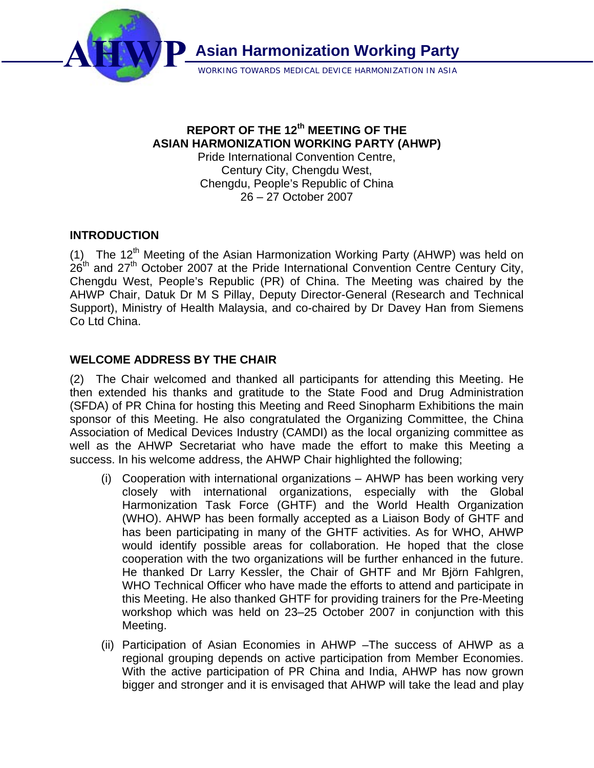# Asian Harmonization Working Party

WORKING TOWARDS MEDICAL DEVICE HARMONIZATION IN ASIA

**REPORT OF THE 12th MEETING OF THE ASIAN HARMONIZATION WORKING PARTY (AHWP)**

Pride International Convention Centre,
Century City, Chengdu West,
Chengdu, People's Republic of China
26 – 27 October 2007

## INTRODUCTION

(1) The 12th Meeting of the Asian Harmonization Working Party (AHWP) was held on 26th and 27th October 2007 at the Pride International Convention Centre Century City, Chengdu West, People's Republic (PR) of China. The Meeting was chaired by the AHWP Chair, Datuk Dr M S Pillay, Deputy Director-General (Research and Technical Support), Ministry of Health Malaysia, and co-chaired by Dr Davey Han from Siemens Co Ltd China.

## WELCOME ADDRESS BY THE CHAIR

(2) The Chair welcomed and thanked all participants for attending this Meeting. He then extended his thanks and gratitude to the State Food and Drug Administration (SFDA) of PR China for hosting this Meeting and Reed Sinopharm Exhibitions the main sponsor of this Meeting. He also congratulated the Organizing Committee, the China Association of Medical Devices Industry (CAMDI) as the local organizing committee as well as the AHWP Secretariat who have made the effort to make this Meeting a success. In his welcome address, the AHWP Chair highlighted the following;

(i) Cooperation with international organizations – AHWP has been working very closely with international organizations, especially with the Global Harmonization Task Force (GHTF) and the World Health Organization (WHO). AHWP has been formally accepted as a Liaison Body of GHTF and has been participating in many of the GHTF activities. As for WHO, AHWP would identify possible areas for collaboration. He hoped that the close cooperation with the two organizations will be further enhanced in the future. He thanked Dr Larry Kessler, the Chair of GHTF and Mr Björn Fahlgren, WHO Technical Officer who have made the efforts to attend and participate in this Meeting. He also thanked GHTF for providing trainers for the Pre-Meeting workshop which was held on 23–25 October 2007 in conjunction with this Meeting.

(ii) Participation of Asian Economies in AHWP –The success of AHWP as a regional grouping depends on active participation from Member Economies. With the active participation of PR China and India, AHWP has now grown bigger and stronger and it is envisaged that AHWP will take the lead and play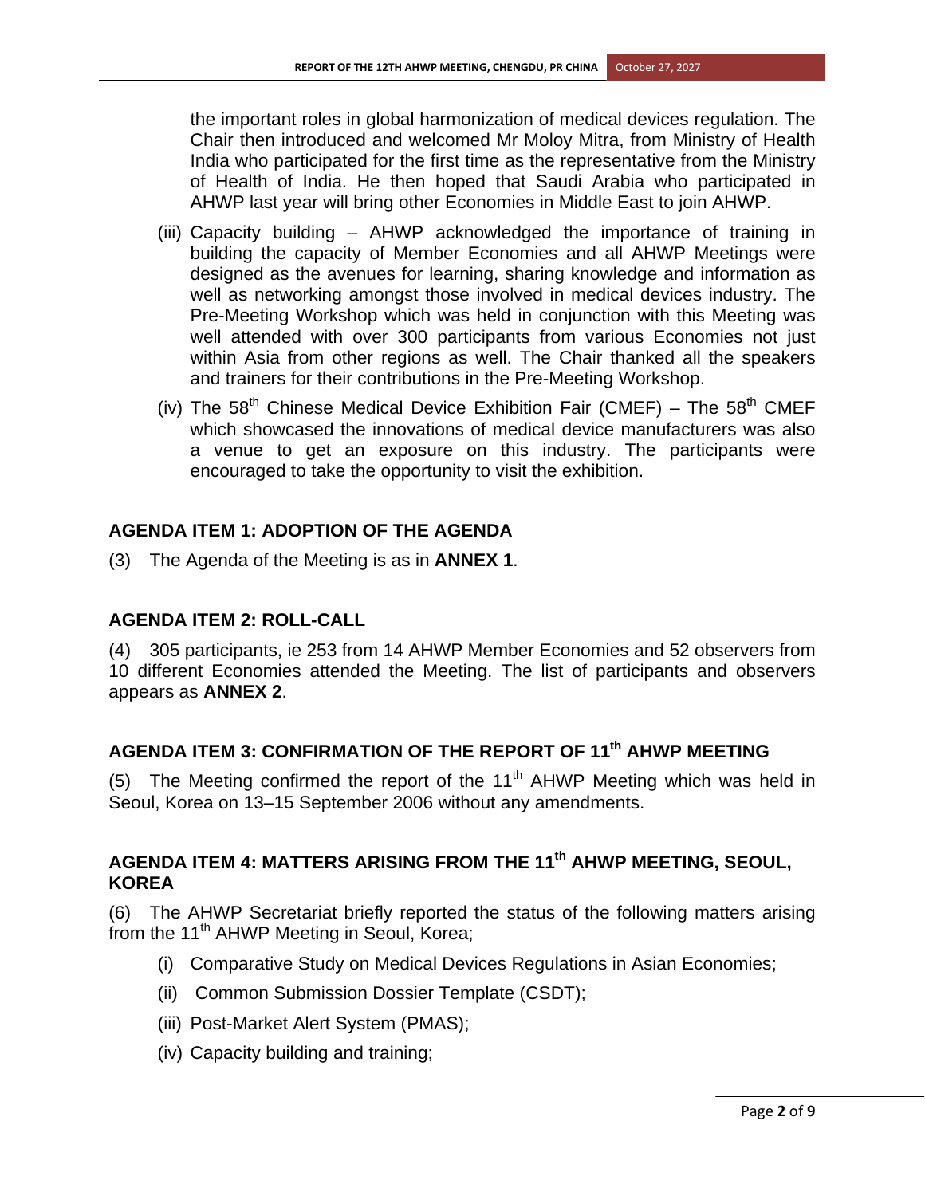the important roles in global harmonization of medical devices regulation. The Chair then introduced and welcomed Mr Moloy Mitra, from Ministry of Health India who participated for the first time as the representative from the Ministry of Health of India. He then hoped that Saudi Arabia who participated in AHWP last year will bring other Economies in Middle East to join AHWP.

(iii) Capacity building – AHWP acknowledged the importance of training in building the capacity of Member Economies and all AHWP Meetings were designed as the avenues for learning, sharing knowledge and information as well as networking amongst those involved in medical devices industry. The Pre-Meeting Workshop which was held in conjunction with this Meeting was well attended with over 300 participants from various Economies not just within Asia from other regions as well. The Chair thanked all the speakers and trainers for their contributions in the Pre-Meeting Workshop.

(iv) The 58th Chinese Medical Device Exhibition Fair (CMEF) – The 58th CMEF which showcased the innovations of medical device manufacturers was also a venue to get an exposure on this industry. The participants were encouraged to take the opportunity to visit the exhibition.

## AGENDA ITEM 1: ADOPTION OF THE AGENDA

(3) The Agenda of the Meeting is as in **ANNEX 1**.

## AGENDA ITEM 2: ROLL-CALL

(4) 305 participants, ie 253 from 14 AHWP Member Economies and 52 observers from 10 different Economies attended the Meeting. The list of participants and observers appears as **ANNEX 2**.

## AGENDA ITEM 3: CONFIRMATION OF THE REPORT OF 11th AHWP MEETING

(5) The Meeting confirmed the report of the 11th AHWP Meeting which was held in Seoul, Korea on 13–15 September 2006 without any amendments.

## AGENDA ITEM 4: MATTERS ARISING FROM THE 11th AHWP MEETING, SEOUL, KOREA

(6) The AHWP Secretariat briefly reported the status of the following matters arising from the 11th AHWP Meeting in Seoul, Korea;

(i) Comparative Study on Medical Devices Regulations in Asian Economies;

(ii) Common Submission Dossier Template (CSDT);

(iii) Post-Market Alert System (PMAS);

(iv) Capacity building and training;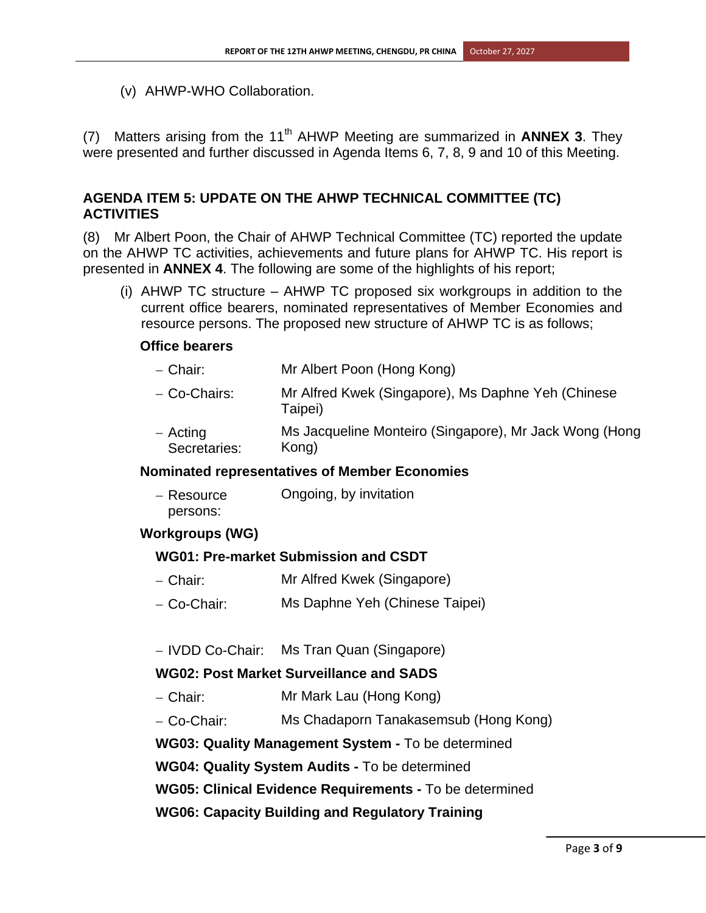(v) AHWP-WHO Collaboration.

(7) Matters arising from the 11th AHWP Meeting are summarized in **ANNEX 3**. They were presented and further discussed in Agenda Items 6, 7, 8, 9 and 10 of this Meeting.

## AGENDA ITEM 5: UPDATE ON THE AHWP TECHNICAL COMMITTEE (TC) ACTIVITIES

(8) Mr Albert Poon, the Chair of AHWP Technical Committee (TC) reported the update on the AHWP TC activities, achievements and future plans for AHWP TC. His report is presented in **ANNEX 4**. The following are some of the highlights of his report;

(i) AHWP TC structure – AHWP TC proposed six workgroups in addition to the current office bearers, nominated representatives of Member Economies and resource persons. The proposed new structure of AHWP TC is as follows;

**Office bearers**

- Chair: Mr Albert Poon (Hong Kong)
- Co-Chairs: Mr Alfred Kwek (Singapore), Ms Daphne Yeh (Chinese Taipei)
- Acting Secretaries: Ms Jacqueline Monteiro (Singapore), Mr Jack Wong (Hong Kong)

**Nominated representatives of Member Economies**

- Resource persons: Ongoing, by invitation

**Workgroups (WG)**

**WG01: Pre-market Submission and CSDT**

- Chair: Mr Alfred Kwek (Singapore)
- Co-Chair: Ms Daphne Yeh (Chinese Taipei)

- IVDD Co-Chair: Ms Tran Quan (Singapore)

**WG02: Post Market Surveillance and SADS**

- Chair: Mr Mark Lau (Hong Kong)
- Co-Chair: Ms Chadaporn Tanakasemsub (Hong Kong)

**WG03: Quality Management System -** To be determined

**WG04: Quality System Audits -** To be determined

**WG05: Clinical Evidence Requirements -** To be determined

**WG06: Capacity Building and Regulatory Training**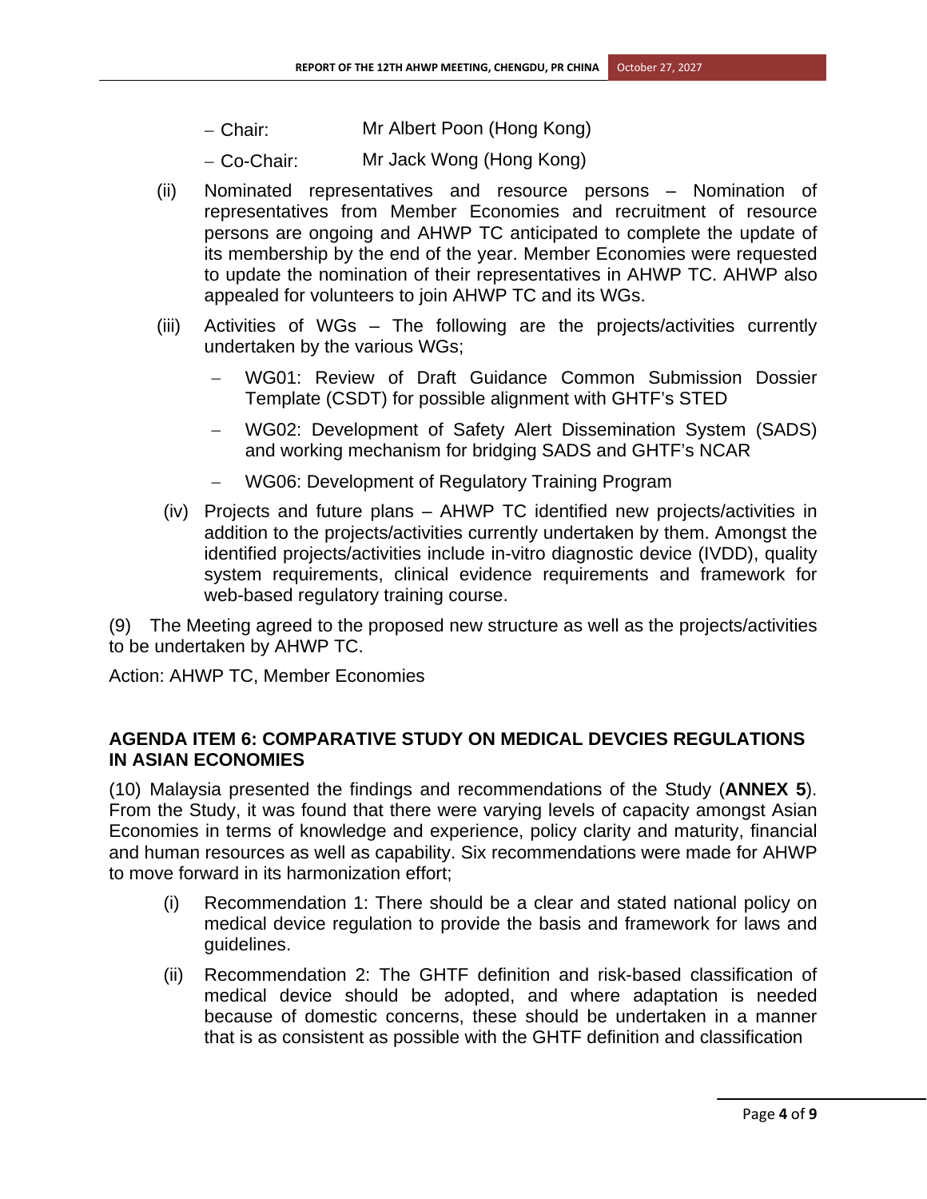- Chair: Mr Albert Poon (Hong Kong)
- Co-Chair: Mr Jack Wong (Hong Kong)

(ii) Nominated representatives and resource persons – Nomination of representatives from Member Economies and recruitment of resource persons are ongoing and AHWP TC anticipated to complete the update of its membership by the end of the year. Member Economies were requested to update the nomination of their representatives in AHWP TC. AHWP also appealed for volunteers to join AHWP TC and its WGs.

(iii) Activities of WGs – The following are the projects/activities currently undertaken by the various WGs;

- WG01: Review of Draft Guidance Common Submission Dossier Template (CSDT) for possible alignment with GHTF's STED
- WG02: Development of Safety Alert Dissemination System (SADS) and working mechanism for bridging SADS and GHTF's NCAR
- WG06: Development of Regulatory Training Program

(iv) Projects and future plans – AHWP TC identified new projects/activities in addition to the projects/activities currently undertaken by them. Amongst the identified projects/activities include in-vitro diagnostic device (IVDD), quality system requirements, clinical evidence requirements and framework for web-based regulatory training course.

(9) The Meeting agreed to the proposed new structure as well as the projects/activities to be undertaken by AHWP TC.

Action: AHWP TC, Member Economies

**AGENDA ITEM 6: COMPARATIVE STUDY ON MEDICAL DEVCIES REGULATIONS IN ASIAN ECONOMIES**

(10) Malaysia presented the findings and recommendations of the Study (**ANNEX 5**). From the Study, it was found that there were varying levels of capacity amongst Asian Economies in terms of knowledge and experience, policy clarity and maturity, financial and human resources as well as capability. Six recommendations were made for AHWP to move forward in its harmonization effort;

(i) Recommendation 1: There should be a clear and stated national policy on medical device regulation to provide the basis and framework for laws and guidelines.

(ii) Recommendation 2: The GHTF definition and risk-based classification of medical device should be adopted, and where adaptation is needed because of domestic concerns, these should be undertaken in a manner that is as consistent as possible with the GHTF definition and classification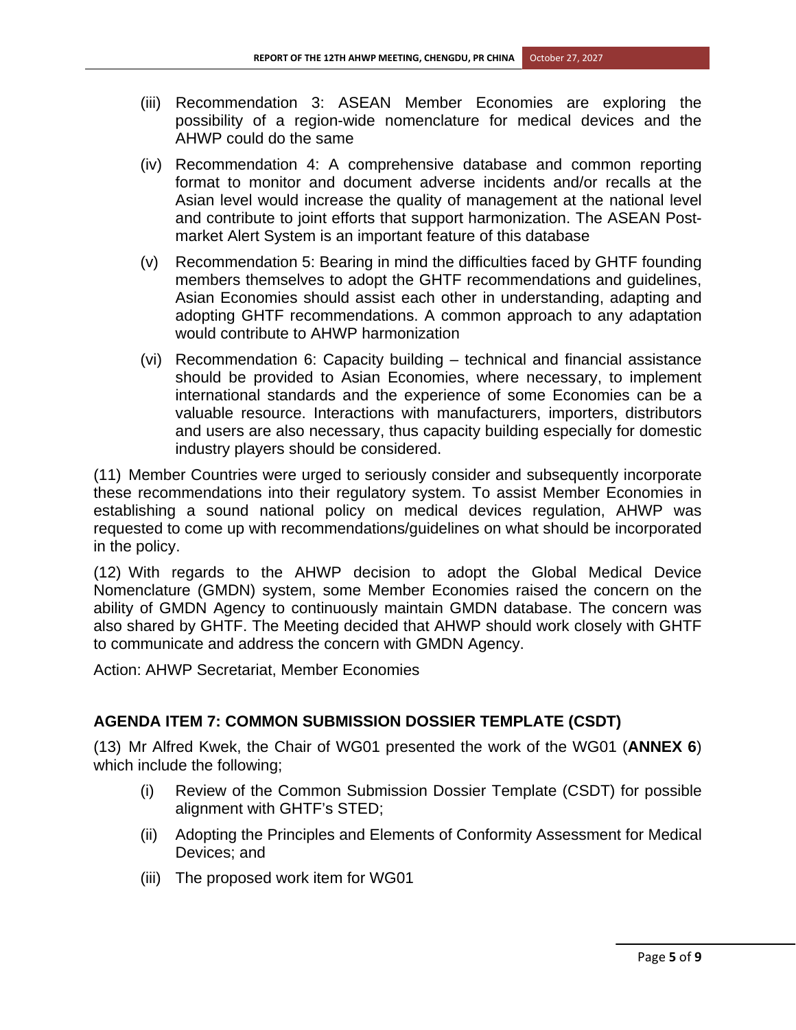(iii) Recommendation 3: ASEAN Member Economies are exploring the possibility of a region-wide nomenclature for medical devices and the AHWP could do the same

(iv) Recommendation 4: A comprehensive database and common reporting format to monitor and document adverse incidents and/or recalls at the Asian level would increase the quality of management at the national level and contribute to joint efforts that support harmonization. The ASEAN Post-market Alert System is an important feature of this database

(v) Recommendation 5: Bearing in mind the difficulties faced by GHTF founding members themselves to adopt the GHTF recommendations and guidelines, Asian Economies should assist each other in understanding, adapting and adopting GHTF recommendations. A common approach to any adaptation would contribute to AHWP harmonization

(vi) Recommendation 6: Capacity building – technical and financial assistance should be provided to Asian Economies, where necessary, to implement international standards and the experience of some Economies can be a valuable resource. Interactions with manufacturers, importers, distributors and users are also necessary, thus capacity building especially for domestic industry players should be considered.

(11) Member Countries were urged to seriously consider and subsequently incorporate these recommendations into their regulatory system. To assist Member Economies in establishing a sound national policy on medical devices regulation, AHWP was requested to come up with recommendations/guidelines on what should be incorporated in the policy.

(12) With regards to the AHWP decision to adopt the Global Medical Device Nomenclature (GMDN) system, some Member Economies raised the concern on the ability of GMDN Agency to continuously maintain GMDN database. The concern was also shared by GHTF. The Meeting decided that AHWP should work closely with GHTF to communicate and address the concern with GMDN Agency.

Action: AHWP Secretariat, Member Economies

## AGENDA ITEM 7: COMMON SUBMISSION DOSSIER TEMPLATE (CSDT)

(13) Mr Alfred Kwek, the Chair of WG01 presented the work of the WG01 (**ANNEX 6**) which include the following;

(i) Review of the Common Submission Dossier Template (CSDT) for possible alignment with GHTF's STED;

(ii) Adopting the Principles and Elements of Conformity Assessment for Medical Devices; and

(iii) The proposed work item for WG01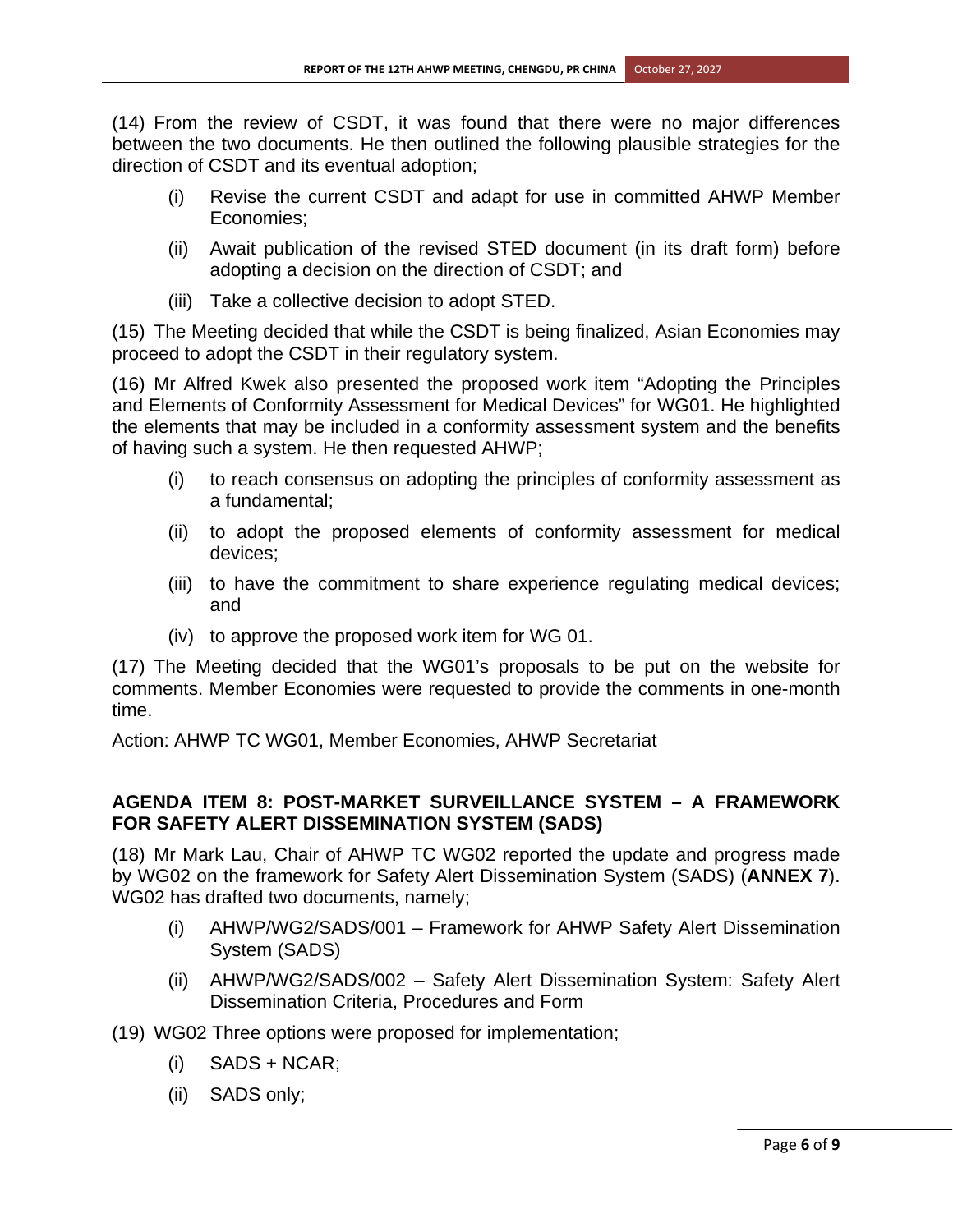(14) From the review of CSDT, it was found that there were no major differences between the two documents. He then outlined the following plausible strategies for the direction of CSDT and its eventual adoption;

- (i) Revise the current CSDT and adapt for use in committed AHWP Member Economies;
- (ii) Await publication of the revised STED document (in its draft form) before adopting a decision on the direction of CSDT; and
- (iii) Take a collective decision to adopt STED.

(15) The Meeting decided that while the CSDT is being finalized, Asian Economies may proceed to adopt the CSDT in their regulatory system.

(16) Mr Alfred Kwek also presented the proposed work item "Adopting the Principles and Elements of Conformity Assessment for Medical Devices" for WG01. He highlighted the elements that may be included in a conformity assessment system and the benefits of having such a system. He then requested AHWP;

- (i) to reach consensus on adopting the principles of conformity assessment as a fundamental;
- (ii) to adopt the proposed elements of conformity assessment for medical devices;
- (iii) to have the commitment to share experience regulating medical devices; and
- (iv) to approve the proposed work item for WG 01.

(17) The Meeting decided that the WG01's proposals to be put on the website for comments. Member Economies were requested to provide the comments in one-month time.

Action: AHWP TC WG01, Member Economies, AHWP Secretariat

## AGENDA ITEM 8: POST-MARKET SURVEILLANCE SYSTEM – A FRAMEWORK FOR SAFETY ALERT DISSEMINATION SYSTEM (SADS)

(18) Mr Mark Lau, Chair of AHWP TC WG02 reported the update and progress made by WG02 on the framework for Safety Alert Dissemination System (SADS) (**ANNEX 7**). WG02 has drafted two documents, namely;

- (i) AHWP/WG2/SADS/001 – Framework for AHWP Safety Alert Dissemination System (SADS)
- (ii) AHWP/WG2/SADS/002 – Safety Alert Dissemination System: Safety Alert Dissemination Criteria, Procedures and Form

(19) WG02 Three options were proposed for implementation;

- (i) SADS + NCAR;
- (ii) SADS only;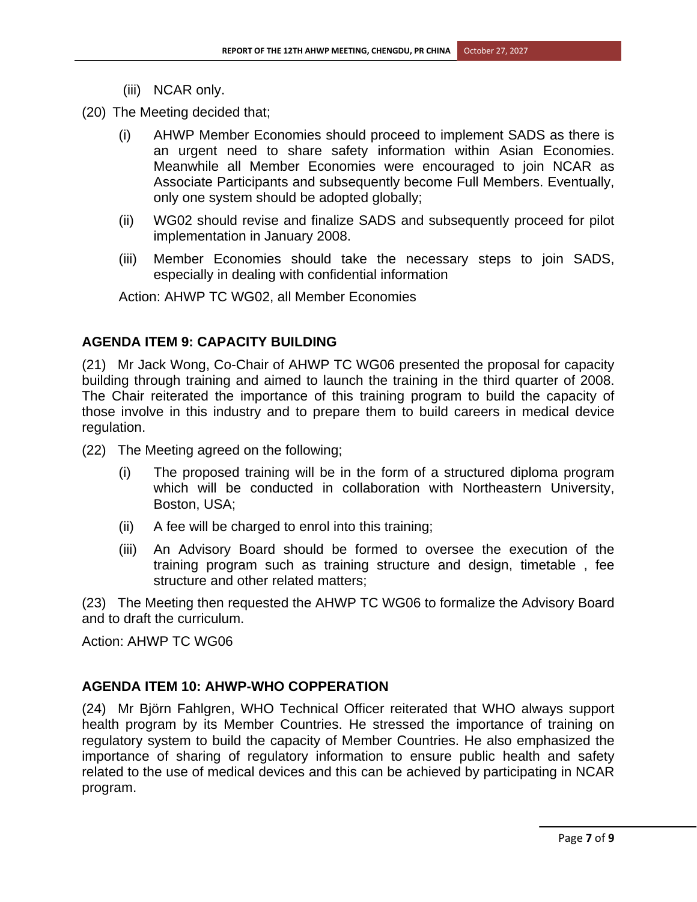(iii) NCAR only.

(20) The Meeting decided that;

(i) AHWP Member Economies should proceed to implement SADS as there is an urgent need to share safety information within Asian Economies. Meanwhile all Member Economies were encouraged to join NCAR as Associate Participants and subsequently become Full Members. Eventually, only one system should be adopted globally;

(ii) WG02 should revise and finalize SADS and subsequently proceed for pilot implementation in January 2008.

(iii) Member Economies should take the necessary steps to join SADS, especially in dealing with confidential information

Action: AHWP TC WG02, all Member Economies

## AGENDA ITEM 9: CAPACITY BUILDING

(21) Mr Jack Wong, Co-Chair of AHWP TC WG06 presented the proposal for capacity building through training and aimed to launch the training in the third quarter of 2008. The Chair reiterated the importance of this training program to build the capacity of those involve in this industry and to prepare them to build careers in medical device regulation.

(22) The Meeting agreed on the following;

(i) The proposed training will be in the form of a structured diploma program which will be conducted in collaboration with Northeastern University, Boston, USA;

(ii) A fee will be charged to enrol into this training;

(iii) An Advisory Board should be formed to oversee the execution of the training program such as training structure and design, timetable , fee structure and other related matters;

(23) The Meeting then requested the AHWP TC WG06 to formalize the Advisory Board and to draft the curriculum.

Action: AHWP TC WG06

## AGENDA ITEM 10: AHWP-WHO COPPERATION

(24) Mr Björn Fahlgren, WHO Technical Officer reiterated that WHO always support health program by its Member Countries. He stressed the importance of training on regulatory system to build the capacity of Member Countries. He also emphasized the importance of sharing of regulatory information to ensure public health and safety related to the use of medical devices and this can be achieved by participating in NCAR program.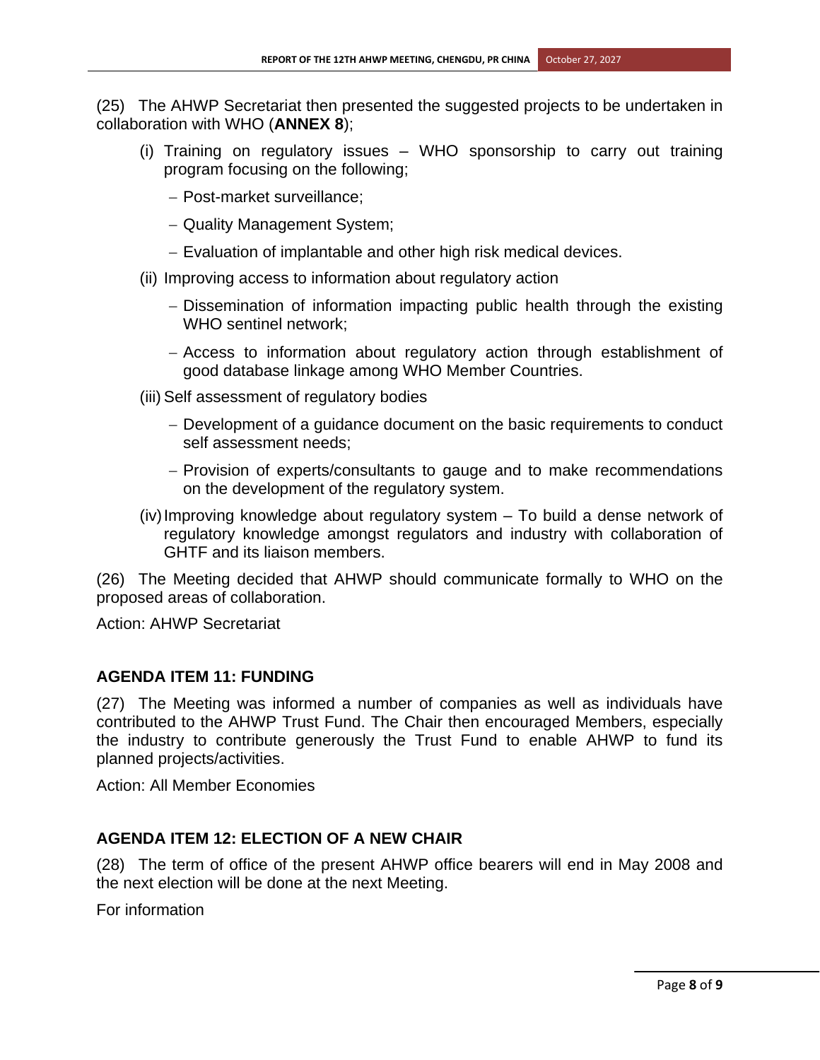(25) The AHWP Secretariat then presented the suggested projects to be undertaken in collaboration with WHO (**ANNEX 8**);

(i) Training on regulatory issues – WHO sponsorship to carry out training program focusing on the following;

- Post-market surveillance;
- Quality Management System;
- Evaluation of implantable and other high risk medical devices.

(ii) Improving access to information about regulatory action

- Dissemination of information impacting public health through the existing WHO sentinel network;
- Access to information about regulatory action through establishment of good database linkage among WHO Member Countries.

(iii) Self assessment of regulatory bodies

- Development of a guidance document on the basic requirements to conduct self assessment needs;
- Provision of experts/consultants to gauge and to make recommendations on the development of the regulatory system.

(iv) Improving knowledge about regulatory system – To build a dense network of regulatory knowledge amongst regulators and industry with collaboration of GHTF and its liaison members.

(26) The Meeting decided that AHWP should communicate formally to WHO on the proposed areas of collaboration.

Action: AHWP Secretariat

## AGENDA ITEM 11: FUNDING

(27) The Meeting was informed a number of companies as well as individuals have contributed to the AHWP Trust Fund. The Chair then encouraged Members, especially the industry to contribute generously the Trust Fund to enable AHWP to fund its planned projects/activities.

Action: All Member Economies

## AGENDA ITEM 12: ELECTION OF A NEW CHAIR

(28) The term of office of the present AHWP office bearers will end in May 2008 and the next election will be done at the next Meeting.

For information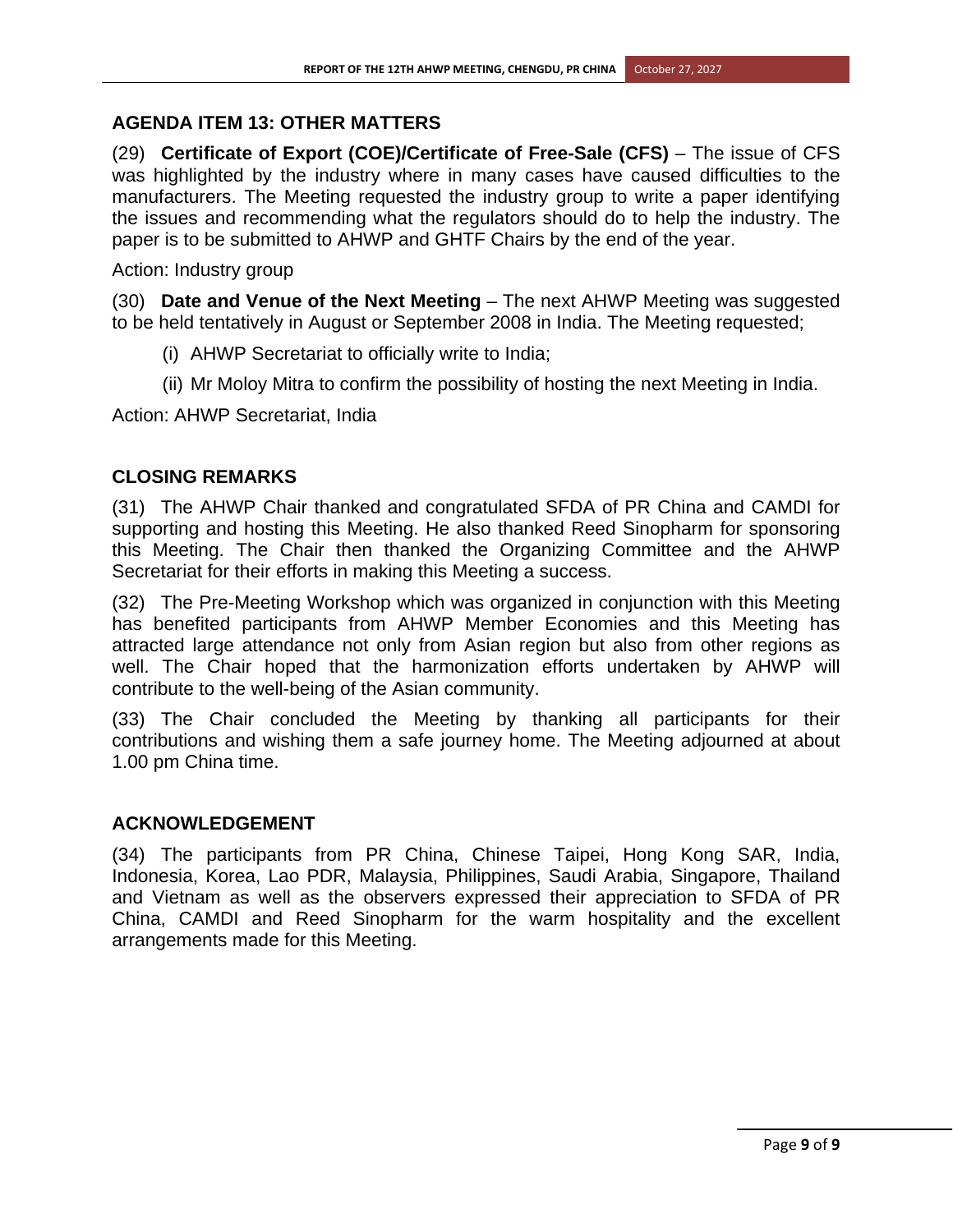## AGENDA ITEM 13: OTHER MATTERS

(29) **Certificate of Export (COE)/Certificate of Free-Sale (CFS)** – The issue of CFS was highlighted by the industry where in many cases have caused difficulties to the manufacturers. The Meeting requested the industry group to write a paper identifying the issues and recommending what the regulators should do to help the industry. The paper is to be submitted to AHWP and GHTF Chairs by the end of the year.

Action: Industry group

(30) **Date and Venue of the Next Meeting** – The next AHWP Meeting was suggested to be held tentatively in August or September 2008 in India. The Meeting requested;

(i) AHWP Secretariat to officially write to India;

(ii) Mr Moloy Mitra to confirm the possibility of hosting the next Meeting in India.

Action: AHWP Secretariat, India

## CLOSING REMARKS

(31) The AHWP Chair thanked and congratulated SFDA of PR China and CAMDI for supporting and hosting this Meeting. He also thanked Reed Sinopharm for sponsoring this Meeting. The Chair then thanked the Organizing Committee and the AHWP Secretariat for their efforts in making this Meeting a success.

(32) The Pre-Meeting Workshop which was organized in conjunction with this Meeting has benefited participants from AHWP Member Economies and this Meeting has attracted large attendance not only from Asian region but also from other regions as well. The Chair hoped that the harmonization efforts undertaken by AHWP will contribute to the well-being of the Asian community.

(33) The Chair concluded the Meeting by thanking all participants for their contributions and wishing them a safe journey home. The Meeting adjourned at about 1.00 pm China time.

## ACKNOWLEDGEMENT

(34) The participants from PR China, Chinese Taipei, Hong Kong SAR, India, Indonesia, Korea, Lao PDR, Malaysia, Philippines, Saudi Arabia, Singapore, Thailand and Vietnam as well as the observers expressed their appreciation to SFDA of PR China, CAMDI and Reed Sinopharm for the warm hospitality and the excellent arrangements made for this Meeting.